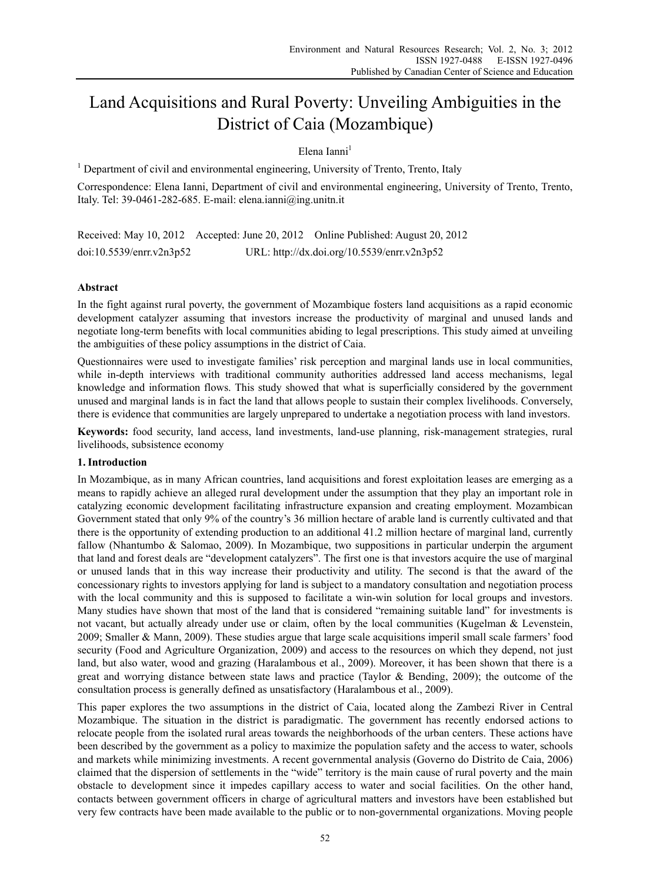# Land Acquisitions and Rural Poverty: Unveiling Ambiguities in the District of Caia (Mozambique)

Elena Ianni[1]

[1] Department of civil and environmental engineering, University of Trento, Trento, Italy

Correspondence: Elena Ianni, Department of civil and environmental engineering, University of Trento, Trento, Italy. Tel: 39-0461-282-685. E-mail: elena.ianni@ing.unitn.it

Received: May 10, 2012 Accepted: June 20, 2012 Online Published: August 20, 2012

doi:10.5539/enrr.v2n3p52 URL: http://dx.doi.org/10.5539/enrr.v2n3p52

## Abstract

In the fight against rural poverty, the government of Mozambique fosters land acquisitions as a rapid economic development catalyzer assuming that investors increase the productivity of marginal and unused lands and negotiate long-term benefits with local communities abiding to legal prescriptions. This study aimed at unveiling the ambiguities of these policy assumptions in the district of Caia.

Questionnaires were used to investigate families' risk perception and marginal lands use in local communities, while in-depth interviews with traditional community authorities addressed land access mechanisms, legal knowledge and information flows. This study showed that what is superficially considered by the government unused and marginal lands is in fact the land that allows people to sustain their complex livelihoods. Conversely, there is evidence that communities are largely unprepared to undertake a negotiation process with land investors.

**Keywords:** food security, land access, land investments, land-use planning, risk-management strategies, rural livelihoods, subsistence economy

## 1. Introduction

In Mozambique, as in many African countries, land acquisitions and forest exploitation leases are emerging as a means to rapidly achieve an alleged rural development under the assumption that they play an important role in catalyzing economic development facilitating infrastructure expansion and creating employment. Mozambican Government stated that only 9% of the country's 36 million hectare of arable land is currently cultivated and that there is the opportunity of extending production to an additional 41.2 million hectare of marginal land, currently fallow (Nhantumbo & Salomao, 2009). In Mozambique, two suppositions in particular underpin the argument that land and forest deals are "development catalyzers". The first one is that investors acquire the use of marginal or unused lands that in this way increase their productivity and utility. The second is that the award of the concessionary rights to investors applying for land is subject to a mandatory consultation and negotiation process with the local community and this is supposed to facilitate a win-win solution for local groups and investors. Many studies have shown that most of the land that is considered "remaining suitable land" for investments is not vacant, but actually already under use or claim, often by the local communities (Kugelman & Levenstein, 2009; Smaller & Mann, 2009). These studies argue that large scale acquisitions imperil small scale farmers' food security (Food and Agriculture Organization, 2009) and access to the resources on which they depend, not just land, but also water, wood and grazing (Haralambous et al., 2009). Moreover, it has been shown that there is a great and worrying distance between state laws and practice (Taylor & Bending, 2009); the outcome of the consultation process is generally defined as unsatisfactory (Haralambous et al., 2009).

This paper explores the two assumptions in the district of Caia, located along the Zambezi River in Central Mozambique. The situation in the district is paradigmatic. The government has recently endorsed actions to relocate people from the isolated rural areas towards the neighborhoods of the urban centers. These actions have been described by the government as a policy to maximize the population safety and the access to water, schools and markets while minimizing investments. A recent governmental analysis (Governo do Distrito de Caia, 2006) claimed that the dispersion of settlements in the "wide" territory is the main cause of rural poverty and the main obstacle to development since it impedes capillary access to water and social facilities. On the other hand, contacts between government officers in charge of agricultural matters and investors have been established but very few contracts have been made available to the public or to non-governmental organizations. Moving people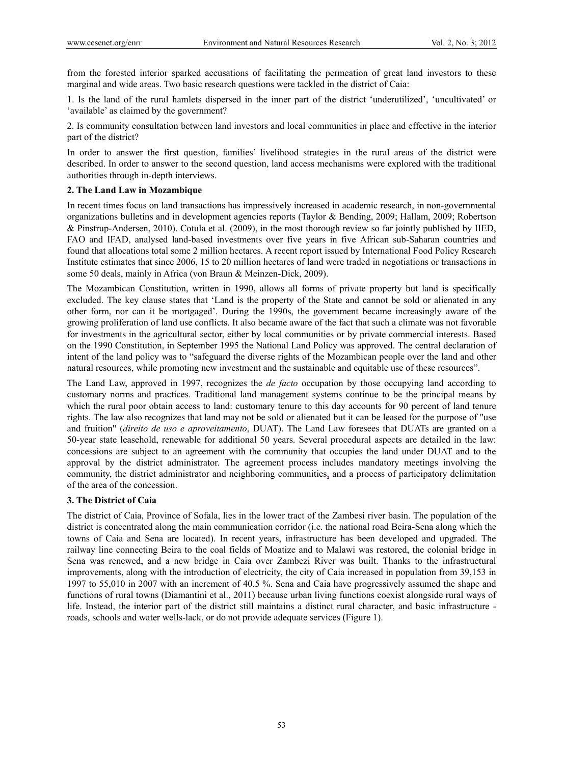from the forested interior sparked accusations of facilitating the permeation of great land investors to these marginal and wide areas. Two basic research questions were tackled in the district of Caia:

1. Is the land of the rural hamlets dispersed in the inner part of the district 'underutilized', 'uncultivated' or 'available' as claimed by the government?

2. Is community consultation between land investors and local communities in place and effective in the interior part of the district?

In order to answer the first question, families' livelihood strategies in the rural areas of the district were described. In order to answer to the second question, land access mechanisms were explored with the traditional authorities through in-depth interviews.

## 2. The Land Law in Mozambique

In recent times focus on land transactions has impressively increased in academic research, in non-governmental organizations bulletins and in development agencies reports (Taylor & Bending, 2009; Hallam, 2009; Robertson & Pinstrup-Andersen, 2010). Cotula et al. (2009), in the most thorough review so far jointly published by IIED, FAO and IFAD, analysed land-based investments over five years in five African sub-Saharan countries and found that allocations total some 2 million hectares. A recent report issued by International Food Policy Research Institute estimates that since 2006, 15 to 20 million hectares of land were traded in negotiations or transactions in some 50 deals, mainly in Africa (von Braun & Meinzen-Dick, 2009).

The Mozambican Constitution, written in 1990, allows all forms of private property but land is specifically excluded. The key clause states that 'Land is the property of the State and cannot be sold or alienated in any other form, nor can it be mortgaged'. During the 1990s, the government became increasingly aware of the growing proliferation of land use conflicts. It also became aware of the fact that such a climate was not favorable for investments in the agricultural sector, either by local communities or by private commercial interests. Based on the 1990 Constitution, in September 1995 the National Land Policy was approved. The central declaration of intent of the land policy was to "safeguard the diverse rights of the Mozambican people over the land and other natural resources, while promoting new investment and the sustainable and equitable use of these resources".

The Land Law, approved in 1997, recognizes the *de facto* occupation by those occupying land according to customary norms and practices. Traditional land management systems continue to be the principal means by which the rural poor obtain access to land: customary tenure to this day accounts for 90 percent of land tenure rights. The law also recognizes that land may not be sold or alienated but it can be leased for the purpose of "use and fruition" (*direito de uso e aproveitamento*, DUAT). The Land Law foresees that DUATs are granted on a 50-year state leasehold, renewable for additional 50 years. Several procedural aspects are detailed in the law: concessions are subject to an agreement with the community that occupies the land under DUAT and to the approval by the district administrator. The agreement process includes mandatory meetings involving the community, the district administrator and neighboring communities, and a process of participatory delimitation of the area of the concession.

## 3. The District of Caia

The district of Caia, Province of Sofala, lies in the lower tract of the Zambesi river basin. The population of the district is concentrated along the main communication corridor (i.e. the national road Beira-Sena along which the towns of Caia and Sena are located). In recent years, infrastructure has been developed and upgraded. The railway line connecting Beira to the coal fields of Moatize and to Malawi was restored, the colonial bridge in Sena was renewed, and a new bridge in Caia over Zambezi River was built. Thanks to the infrastructural improvements, along with the introduction of electricity, the city of Caia increased in population from 39,153 in 1997 to 55,010 in 2007 with an increment of 40.5 %. Sena and Caia have progressively assumed the shape and functions of rural towns (Diamantini et al., 2011) because urban living functions coexist alongside rural ways of life. Instead, the interior part of the district still maintains a distinct rural character, and basic infrastructure - roads, schools and water wells-lack, or do not provide adequate services (Figure 1).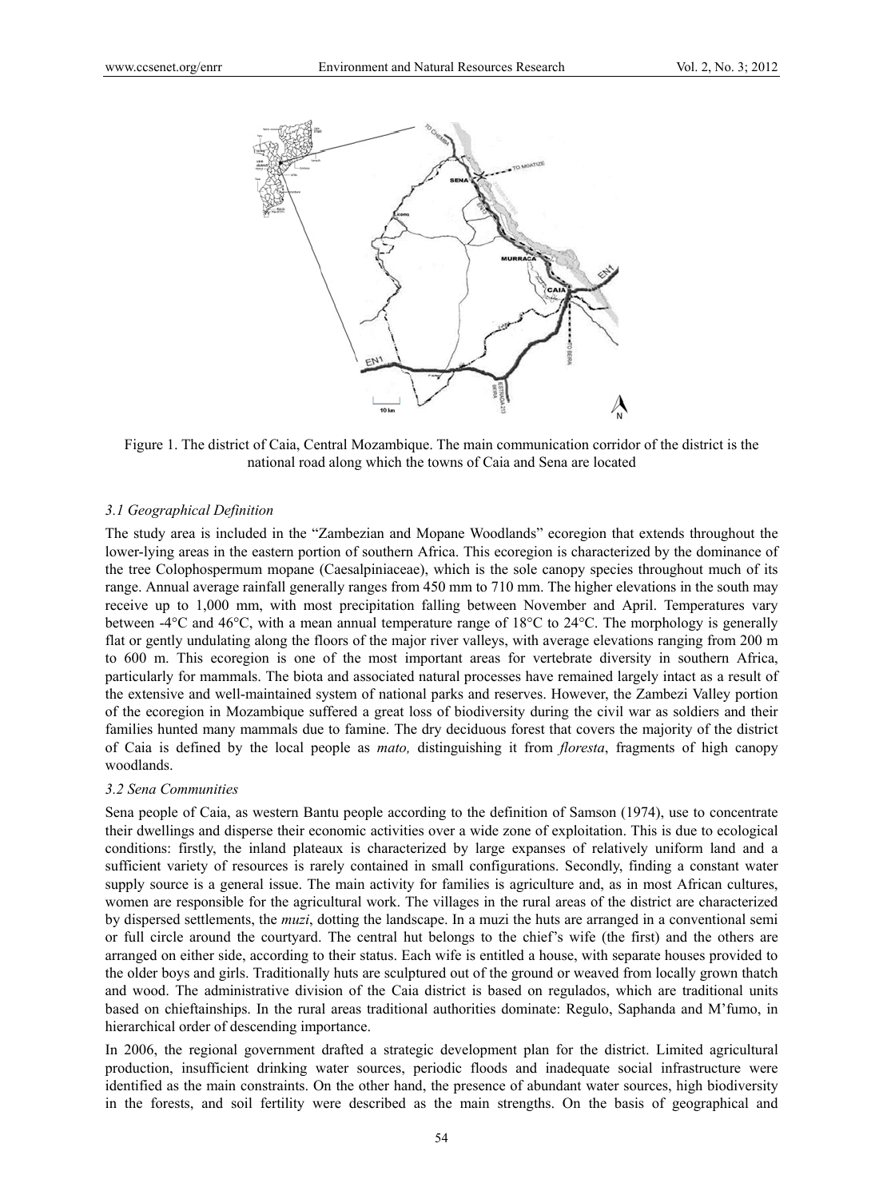Figure 1. The district of Caia, Central Mozambique. The main communication corridor of the district is the national road along which the towns of Caia and Sena are located

### *3.1 Geographical Definition*

The study area is included in the "Zambezian and Mopane Woodlands" ecoregion that extends throughout the lower-lying areas in the eastern portion of southern Africa. This ecoregion is characterized by the dominance of the tree Colophospermum mopane (Caesalpiniaceae), which is the sole canopy species throughout much of its range. Annual average rainfall generally ranges from 450 mm to 710 mm. The higher elevations in the south may receive up to 1,000 mm, with most precipitation falling between November and April. Temperatures vary between -4°C and 46°C, with a mean annual temperature range of 18°C to 24°C. The morphology is generally flat or gently undulating along the floors of the major river valleys, with average elevations ranging from 200 m to 600 m. This ecoregion is one of the most important areas for vertebrate diversity in southern Africa, particularly for mammals. The biota and associated natural processes have remained largely intact as a result of the extensive and well-maintained system of national parks and reserves. However, the Zambezi Valley portion of the ecoregion in Mozambique suffered a great loss of biodiversity during the civil war as soldiers and their families hunted many mammals due to famine. The dry deciduous forest that covers the majority of the district of Caia is defined by the local people as *mato,* distinguishing it from *floresta*, fragments of high canopy woodlands.

### *3.2 Sena Communities*

Sena people of Caia, as western Bantu people according to the definition of Samson (1974), use to concentrate their dwellings and disperse their economic activities over a wide zone of exploitation. This is due to ecological conditions: firstly, the inland plateaux is characterized by large expanses of relatively uniform land and a sufficient variety of resources is rarely contained in small configurations. Secondly, finding a constant water supply source is a general issue. The main activity for families is agriculture and, as in most African cultures, women are responsible for the agricultural work. The villages in the rural areas of the district are characterized by dispersed settlements, the *muzi*, dotting the landscape. In a muzi the huts are arranged in a conventional semi or full circle around the courtyard. The central hut belongs to the chief's wife (the first) and the others are arranged on either side, according to their status. Each wife is entitled a house, with separate houses provided to the older boys and girls. Traditionally huts are sculptured out of the ground or weaved from locally grown thatch and wood. The administrative division of the Caia district is based on regulados, which are traditional units based on chieftainships. In the rural areas traditional authorities dominate: Regulo, Saphanda and M'fumo, in hierarchical order of descending importance.

In 2006, the regional government drafted a strategic development plan for the district. Limited agricultural production, insufficient drinking water sources, periodic floods and inadequate social infrastructure were identified as the main constraints. On the other hand, the presence of abundant water sources, high biodiversity in the forests, and soil fertility were described as the main strengths. On the basis of geographical and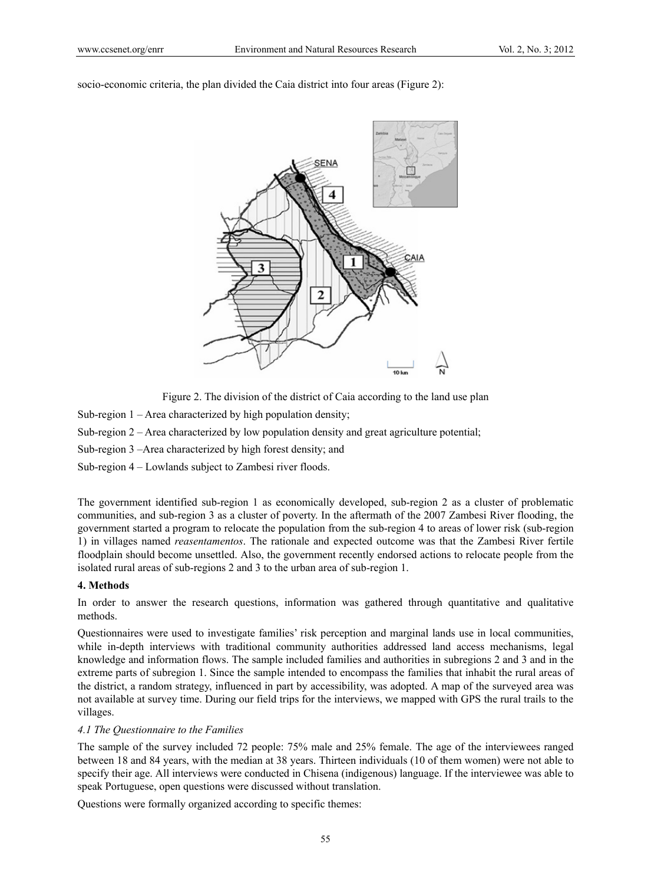socio-economic criteria, the plan divided the Caia district into four areas (Figure 2):

Figure 2. The division of the district of Caia according to the land use plan

Sub-region 1 – Area characterized by high population density;

Sub-region 2 – Area characterized by low population density and great agriculture potential;

Sub-region 3 –Area characterized by high forest density; and

Sub-region 4 – Lowlands subject to Zambesi river floods.

The government identified sub-region 1 as economically developed, sub-region 2 as a cluster of problematic communities, and sub-region 3 as a cluster of poverty. In the aftermath of the 2007 Zambesi River flooding, the government started a program to relocate the population from the sub-region 4 to areas of lower risk (sub-region 1) in villages named *reasentamentos*. The rationale and expected outcome was that the Zambesi River fertile floodplain should become unsettled. Also, the government recently endorsed actions to relocate people from the isolated rural areas of sub-regions 2 and 3 to the urban area of sub-region 1.

## 4. Methods

In order to answer the research questions, information was gathered through quantitative and qualitative methods.

Questionnaires were used to investigate families' risk perception and marginal lands use in local communities, while in-depth interviews with traditional community authorities addressed land access mechanisms, legal knowledge and information flows. The sample included families and authorities in subregions 2 and 3 and in the extreme parts of subregion 1. Since the sample intended to encompass the families that inhabit the rural areas of the district, a random strategy, influenced in part by accessibility, was adopted. A map of the surveyed area was not available at survey time. During our field trips for the interviews, we mapped with GPS the rural trails to the villages.

### *4.1 The Questionnaire to the Families*

The sample of the survey included 72 people: 75% male and 25% female. The age of the interviewees ranged between 18 and 84 years, with the median at 38 years. Thirteen individuals (10 of them women) were not able to specify their age. All interviews were conducted in Chisena (indigenous) language. If the interviewee was able to speak Portuguese, open questions were discussed without translation.

Questions were formally organized according to specific themes: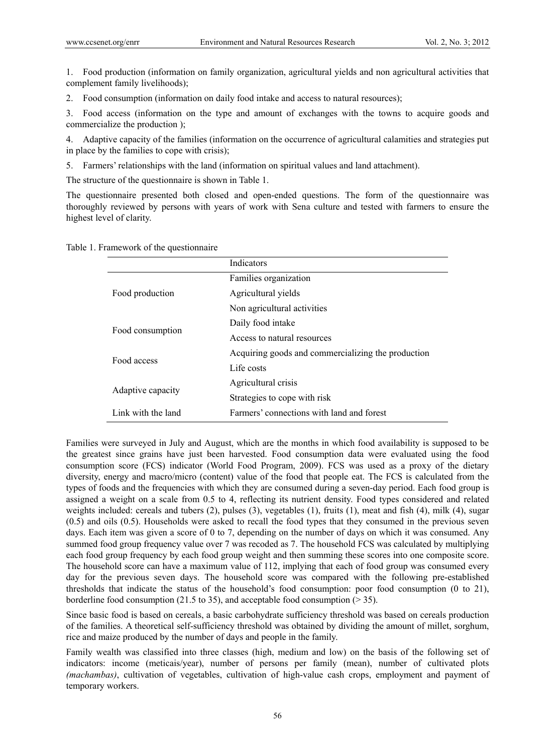1. Food production (information on family organization, agricultural yields and non agricultural activities that complement family livelihoods);
2. Food consumption (information on daily food intake and access to natural resources);
3. Food access (information on the type and amount of exchanges with the towns to acquire goods and commercialize the production );
4. Adaptive capacity of the families (information on the occurrence of agricultural calamities and strategies put in place by the families to cope with crisis);
5. Farmers' relationships with the land (information on spiritual values and land attachment).

The structure of the questionnaire is shown in Table 1.

The questionnaire presented both closed and open-ended questions. The form of the questionnaire was thoroughly reviewed by persons with years of work with Sena culture and tested with farmers to ensure the highest level of clarity.

Table 1. Framework of the questionnaire

| | Indicators |
|---|---|
| Food production | Families organization |
| | Agricultural yields |
| | Non agricultural activities |
| Food consumption | Daily food intake |
| | Access to natural resources |
| Food access | Acquiring goods and commercializing the production |
| | Life costs |
| Adaptive capacity | Agricultural crisis |
| | Strategies to cope with risk |
| Link with the land | Farmers' connections with land and forest |

Families were surveyed in July and August, which are the months in which food availability is supposed to be the greatest since grains have just been harvested. Food consumption data were evaluated using the food consumption score (FCS) indicator (World Food Program, 2009). FCS was used as a proxy of the dietary diversity, energy and macro/micro (content) value of the food that people eat. The FCS is calculated from the types of foods and the frequencies with which they are consumed during a seven-day period. Each food group is assigned a weight on a scale from 0.5 to 4, reflecting its nutrient density. Food types considered and related weights included: cereals and tubers (2), pulses (3), vegetables (1), fruits (1), meat and fish (4), milk (4), sugar (0.5) and oils (0.5). Households were asked to recall the food types that they consumed in the previous seven days. Each item was given a score of 0 to 7, depending on the number of days on which it was consumed. Any summed food group frequency value over 7 was recoded as 7. The household FCS was calculated by multiplying each food group frequency by each food group weight and then summing these scores into one composite score. The household score can have a maximum value of 112, implying that each of food group was consumed every day for the previous seven days. The household score was compared with the following pre-established thresholds that indicate the status of the household's food consumption: poor food consumption (0 to 21), borderline food consumption (21.5 to 35), and acceptable food consumption (> 35).

Since basic food is based on cereals, a basic carbohydrate sufficiency threshold was based on cereals production of the families. A theoretical self-sufficiency threshold was obtained by dividing the amount of millet, sorghum, rice and maize produced by the number of days and people in the family.

Family wealth was classified into three classes (high, medium and low) on the basis of the following set of indicators: income (meticais/year), number of persons per family (mean), number of cultivated plots *(machambas)*, cultivation of vegetables, cultivation of high-value cash crops, employment and payment of temporary workers.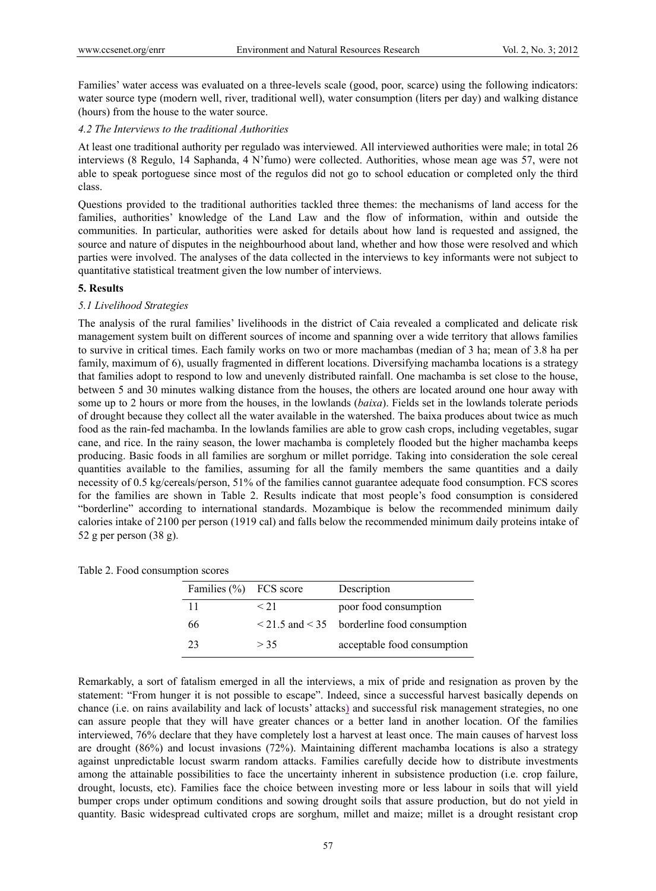Families' water access was evaluated on a three-levels scale (good, poor, scarce) using the following indicators: water source type (modern well, river, traditional well), water consumption (liters per day) and walking distance (hours) from the house to the water source.

### *4.2 The Interviews to the traditional Authorities*

At least one traditional authority per regulado was interviewed. All interviewed authorities were male; in total 26 interviews (8 Regulo, 14 Saphanda, 4 N'fumo) were collected. Authorities, whose mean age was 57, were not able to speak portoguese since most of the regulos did not go to school education or completed only the third class.

Questions provided to the traditional authorities tackled three themes: the mechanisms of land access for the families, authorities' knowledge of the Land Law and the flow of information, within and outside the communities. In particular, authorities were asked for details about how land is requested and assigned, the source and nature of disputes in the neighbourhood about land, whether and how those were resolved and which parties were involved. The analyses of the data collected in the interviews to key informants were not subject to quantitative statistical treatment given the low number of interviews.

## **5. Results**

### *5.1 Livelihood Strategies*

The analysis of the rural families' livelihoods in the district of Caia revealed a complicated and delicate risk management system built on different sources of income and spanning over a wide territory that allows families to survive in critical times. Each family works on two or more machambas (median of 3 ha; mean of 3.8 ha per family, maximum of 6), usually fragmented in different locations. Diversifying machamba locations is a strategy that families adopt to respond to low and unevenly distributed rainfall. One machamba is set close to the house, between 5 and 30 minutes walking distance from the houses, the others are located around one hour away with some up to 2 hours or more from the houses, in the lowlands (*baixa*). Fields set in the lowlands tolerate periods of drought because they collect all the water available in the watershed. The baixa produces about twice as much food as the rain-fed machamba. In the lowlands families are able to grow cash crops, including vegetables, sugar cane, and rice. In the rainy season, the lower machamba is completely flooded but the higher machamba keeps producing. Basic foods in all families are sorghum or millet porridge. Taking into consideration the sole cereal quantities available to the families, assuming for all the family members the same quantities and a daily necessity of 0.5 kg/cereals/person, 51% of the families cannot guarantee adequate food consumption. FCS scores for the families are shown in Table 2. Results indicate that most people's food consumption is considered "borderline" according to international standards. Mozambique is below the recommended minimum daily calories intake of 2100 per person (1919 cal) and falls below the recommended minimum daily proteins intake of 52 g per person (38 g).

Table 2. Food consumption scores

| Families (%) | FCS score | Description |
|---|---|---|
| 11 | < 21 | poor food consumption |
| 66 | < 21.5 and < 35 | borderline food consumption |
| 23 | > 35 | acceptable food consumption |

Remarkably, a sort of fatalism emerged in all the interviews, a mix of pride and resignation as proven by the statement: "From hunger it is not possible to escape". Indeed, since a successful harvest basically depends on chance (i.e. on rains availability and lack of locusts' attacks) and successful risk management strategies, no one can assure people that they will have greater chances or a better land in another location. Of the families interviewed, 76% declare that they have completely lost a harvest at least once. The main causes of harvest loss are drought (86%) and locust invasions (72%). Maintaining different machamba locations is also a strategy against unpredictable locust swarm random attacks. Families carefully decide how to distribute investments among the attainable possibilities to face the uncertainty inherent in subsistence production (i.e. crop failure, drought, locusts, etc). Families face the choice between investing more or less labour in soils that will yield bumper crops under optimum conditions and sowing drought soils that assure production, but do not yield in quantity. Basic widespread cultivated crops are sorghum, millet and maize; millet is a drought resistant crop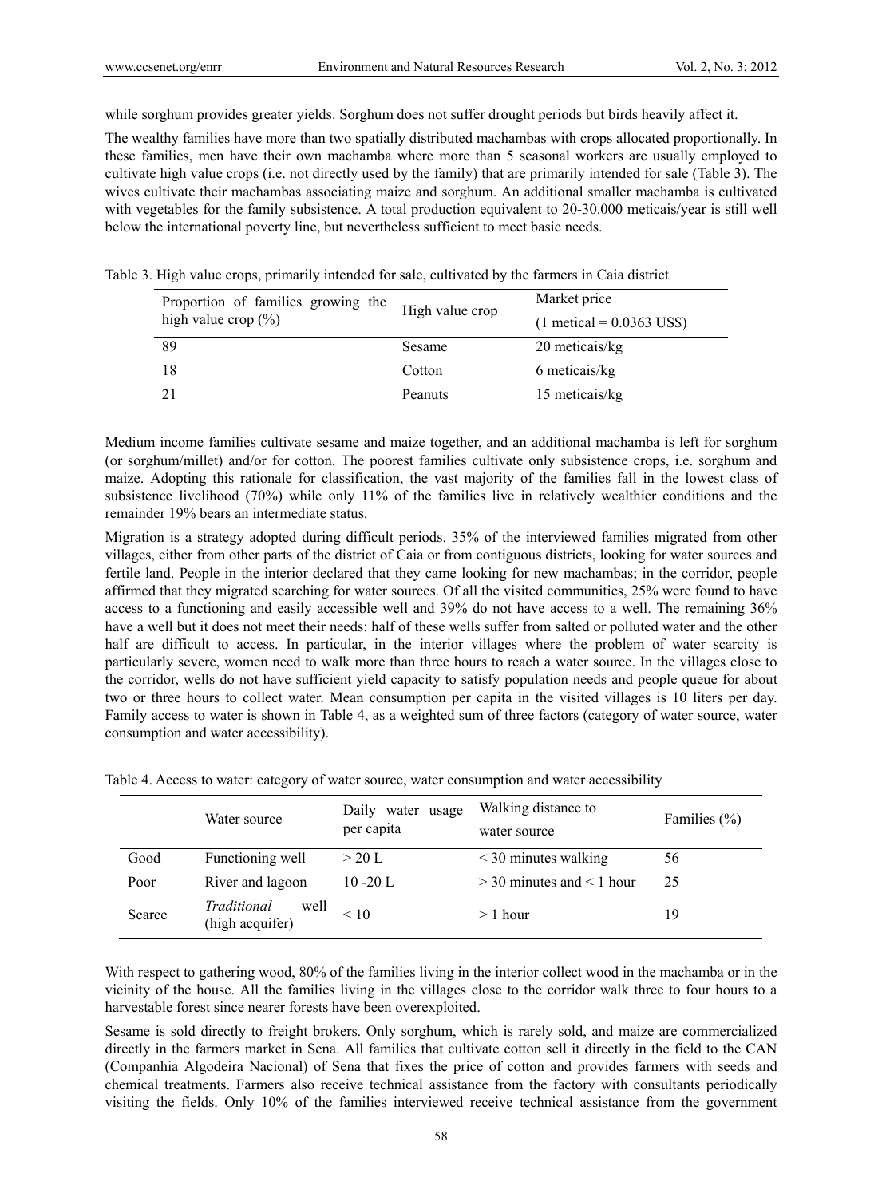while sorghum provides greater yields. Sorghum does not suffer drought periods but birds heavily affect it.

The wealthy families have more than two spatially distributed machambas with crops allocated proportionally. In these families, men have their own machamba where more than 5 seasonal workers are usually employed to cultivate high value crops (i.e. not directly used by the family) that are primarily intended for sale (Table 3). The wives cultivate their machambas associating maize and sorghum. An additional smaller machamba is cultivated with vegetables for the family subsistence. A total production equivalent to 20-30.000 meticais/year is still well below the international poverty line, but nevertheless sufficient to meet basic needs.

Table 3. High value crops, primarily intended for sale, cultivated by the farmers in Caia district

| Proportion of families growing the high value crop (%) | High value crop | Market price (1 metical = 0.0363 US$) |
|---|---|---|
| 89 | Sesame | 20 meticais/kg |
| 18 | Cotton | 6 meticais/kg |
| 21 | Peanuts | 15 meticais/kg |

Medium income families cultivate sesame and maize together, and an additional machamba is left for sorghum (or sorghum/millet) and/or for cotton. The poorest families cultivate only subsistence crops, i.e. sorghum and maize. Adopting this rationale for classification, the vast majority of the families fall in the lowest class of subsistence livelihood (70%) while only 11% of the families live in relatively wealthier conditions and the remainder 19% bears an intermediate status.

Migration is a strategy adopted during difficult periods. 35% of the interviewed families migrated from other villages, either from other parts of the district of Caia or from contiguous districts, looking for water sources and fertile land. People in the interior declared that they came looking for new machambas; in the corridor, people affirmed that they migrated searching for water sources. Of all the visited communities, 25% were found to have access to a functioning and easily accessible well and 39% do not have access to a well. The remaining 36% have a well but it does not meet their needs: half of these wells suffer from salted or polluted water and the other half are difficult to access. In particular, in the interior villages where the problem of water scarcity is particularly severe, women need to walk more than three hours to reach a water source. In the villages close to the corridor, wells do not have sufficient yield capacity to satisfy population needs and people queue for about two or three hours to collect water. Mean consumption per capita in the visited villages is 10 liters per day. Family access to water is shown in Table 4, as a weighted sum of three factors (category of water source, water consumption and water accessibility).

Table 4. Access to water: category of water source, water consumption and water accessibility

| | Water source | Daily water usage per capita | Walking distance to water source | Families (%) |
|---|---|---|---|---|
| Good | Functioning well | > 20 L | < 30 minutes walking | 56 |
| Poor | River and lagoon | 10 -20 L | > 30 minutes and < 1 hour | 25 |
| Scarce | *Traditional* well (high acquifer) | < 10 | > 1 hour | 19 |

With respect to gathering wood, 80% of the families living in the interior collect wood in the machamba or in the vicinity of the house. All the families living in the villages close to the corridor walk three to four hours to a harvestable forest since nearer forests have been overexploited.

Sesame is sold directly to freight brokers. Only sorghum, which is rarely sold, and maize are commercialized directly in the farmers market in Sena. All families that cultivate cotton sell it directly in the field to the CAN (Companhia Algodeira Nacional) of Sena that fixes the price of cotton and provides farmers with seeds and chemical treatments. Farmers also receive technical assistance from the factory with consultants periodically visiting the fields. Only 10% of the families interviewed receive technical assistance from the government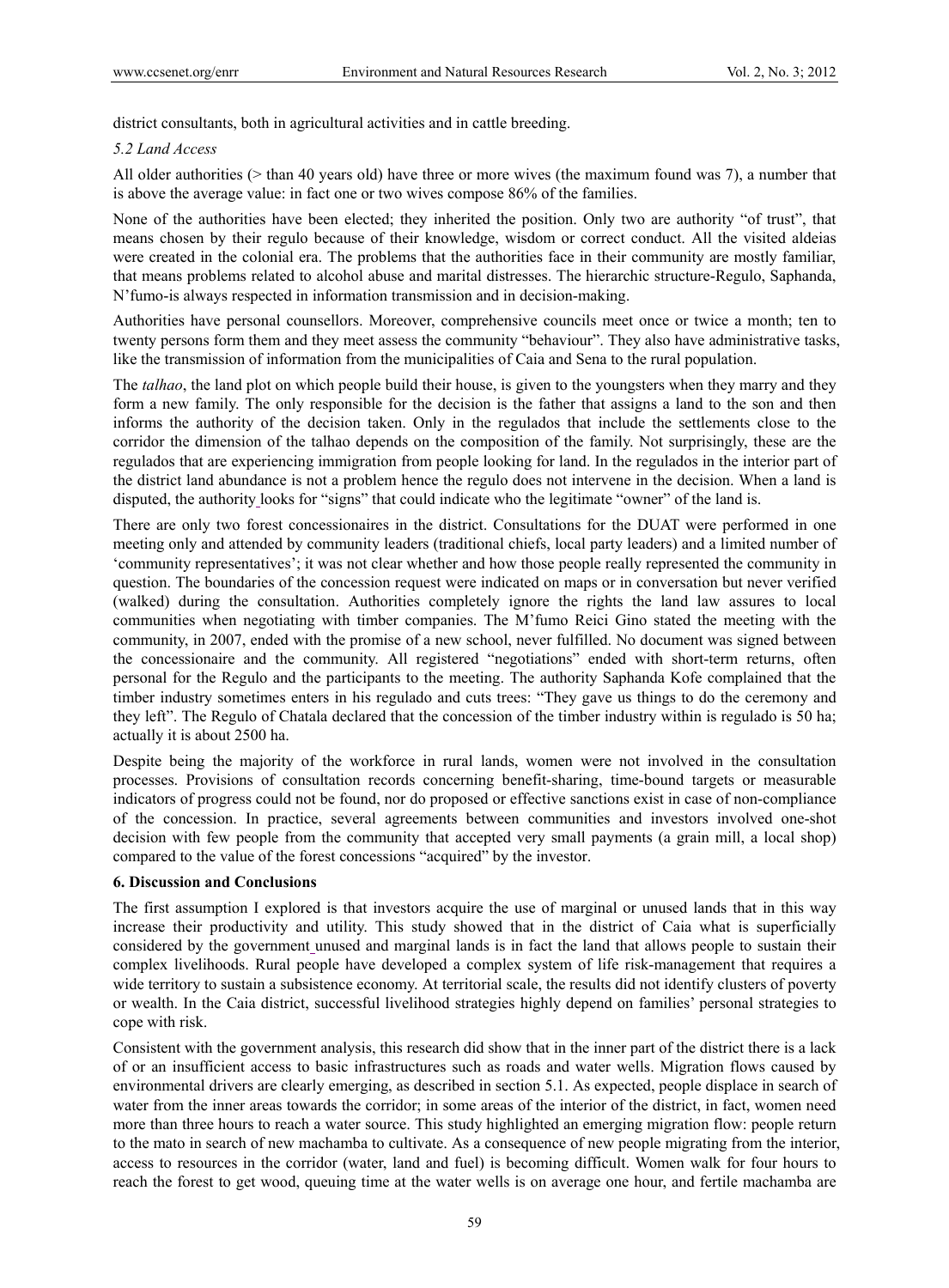district consultants, both in agricultural activities and in cattle breeding.

*5.2 Land Access*

All older authorities (> than 40 years old) have three or more wives (the maximum found was 7), a number that is above the average value: in fact one or two wives compose 86% of the families.

None of the authorities have been elected; they inherited the position. Only two are authority "of trust", that means chosen by their regulo because of their knowledge, wisdom or correct conduct. All the visited aldeias were created in the colonial era. The problems that the authorities face in their community are mostly familiar, that means problems related to alcohol abuse and marital distresses. The hierarchic structure-Regulo, Saphanda, N'fumo-is always respected in information transmission and in decision-making.

Authorities have personal counsellors. Moreover, comprehensive councils meet once or twice a month; ten to twenty persons form them and they meet assess the community "behaviour". They also have administrative tasks, like the transmission of information from the municipalities of Caia and Sena to the rural population.

The *talhao*, the land plot on which people build their house, is given to the youngsters when they marry and they form a new family. The only responsible for the decision is the father that assigns a land to the son and then informs the authority of the decision taken. Only in the regulados that include the settlements close to the corridor the dimension of the talhao depends on the composition of the family. Not surprisingly, these are the regulados that are experiencing immigration from people looking for land. In the regulados in the interior part of the district land abundance is not a problem hence the regulo does not intervene in the decision. When a land is disputed, the authority looks for "signs" that could indicate who the legitimate "owner" of the land is.

There are only two forest concessionaires in the district. Consultations for the DUAT were performed in one meeting only and attended by community leaders (traditional chiefs, local party leaders) and a limited number of 'community representatives'; it was not clear whether and how those people really represented the community in question. The boundaries of the concession request were indicated on maps or in conversation but never verified (walked) during the consultation. Authorities completely ignore the rights the land law assures to local communities when negotiating with timber companies. The M'fumo Reici Gino stated the meeting with the community, in 2007, ended with the promise of a new school, never fulfilled. No document was signed between the concessionaire and the community. All registered "negotiations" ended with short-term returns, often personal for the Regulo and the participants to the meeting. The authority Saphanda Kofe complained that the timber industry sometimes enters in his regulado and cuts trees: "They gave us things to do the ceremony and they left". The Regulo of Chatala declared that the concession of the timber industry within is regulado is 50 ha; actually it is about 2500 ha.

Despite being the majority of the workforce in rural lands, women were not involved in the consultation processes. Provisions of consultation records concerning benefit-sharing, time-bound targets or measurable indicators of progress could not be found, nor do proposed or effective sanctions exist in case of non-compliance of the concession. In practice, several agreements between communities and investors involved one-shot decision with few people from the community that accepted very small payments (a grain mill, a local shop) compared to the value of the forest concessions "acquired" by the investor.

## 6. Discussion and Conclusions

The first assumption I explored is that investors acquire the use of marginal or unused lands that in this way increase their productivity and utility. This study showed that in the district of Caia what is superficially considered by the government unused and marginal lands is in fact the land that allows people to sustain their complex livelihoods. Rural people have developed a complex system of life risk-management that requires a wide territory to sustain a subsistence economy. At territorial scale, the results did not identify clusters of poverty or wealth. In the Caia district, successful livelihood strategies highly depend on families' personal strategies to cope with risk.

Consistent with the government analysis, this research did show that in the inner part of the district there is a lack of or an insufficient access to basic infrastructures such as roads and water wells. Migration flows caused by environmental drivers are clearly emerging, as described in section 5.1. As expected, people displace in search of water from the inner areas towards the corridor; in some areas of the interior of the district, in fact, women need more than three hours to reach a water source. This study highlighted an emerging migration flow: people return to the mato in search of new machamba to cultivate. As a consequence of new people migrating from the interior, access to resources in the corridor (water, land and fuel) is becoming difficult. Women walk for four hours to reach the forest to get wood, queuing time at the water wells is on average one hour, and fertile machamba are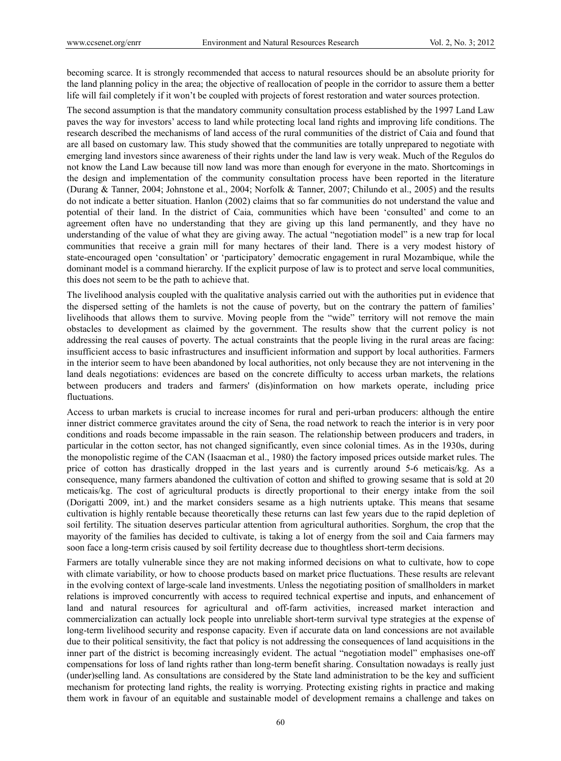becoming scarce. It is strongly recommended that access to natural resources should be an absolute priority for the land planning policy in the area; the objective of reallocation of people in the corridor to assure them a better life will fail completely if it won't be coupled with projects of forest restoration and water sources protection.

The second assumption is that the mandatory community consultation process established by the 1997 Land Law paves the way for investors' access to land while protecting local land rights and improving life conditions. The research described the mechanisms of land access of the rural communities of the district of Caia and found that are all based on customary law. This study showed that the communities are totally unprepared to negotiate with emerging land investors since awareness of their rights under the land law is very weak. Much of the Regulos do not know the Land Law because till now land was more than enough for everyone in the mato. Shortcomings in the design and implementation of the community consultation process have been reported in the literature (Durang & Tanner, 2004; Johnstone et al., 2004; Norfolk & Tanner, 2007; Chilundo et al., 2005) and the results do not indicate a better situation. Hanlon (2002) claims that so far communities do not understand the value and potential of their land. In the district of Caia, communities which have been 'consulted' and come to an agreement often have no understanding that they are giving up this land permanently, and they have no understanding of the value of what they are giving away. The actual "negotiation model" is a new trap for local communities that receive a grain mill for many hectares of their land. There is a very modest history of state-encouraged open 'consultation' or 'participatory' democratic engagement in rural Mozambique, while the dominant model is a command hierarchy. If the explicit purpose of law is to protect and serve local communities, this does not seem to be the path to achieve that.

The livelihood analysis coupled with the qualitative analysis carried out with the authorities put in evidence that the dispersed setting of the hamlets is not the cause of poverty, but on the contrary the pattern of families' livelihoods that allows them to survive. Moving people from the "wide" territory will not remove the main obstacles to development as claimed by the government. The results show that the current policy is not addressing the real causes of poverty. The actual constraints that the people living in the rural areas are facing: insufficient access to basic infrastructures and insufficient information and support by local authorities. Farmers in the interior seem to have been abandoned by local authorities, not only because they are not intervening in the land deals negotiations: evidences are based on the concrete difficulty to access urban markets, the relations between producers and traders and farmers' (dis)information on how markets operate, including price fluctuations.

Access to urban markets is crucial to increase incomes for rural and peri-urban producers: although the entire inner district commerce gravitates around the city of Sena, the road network to reach the interior is in very poor conditions and roads become impassable in the rain season. The relationship between producers and traders, in particular in the cotton sector, has not changed significantly, even since colonial times. As in the 1930s, during the monopolistic regime of the CAN (Isaacman et al., 1980) the factory imposed prices outside market rules. The price of cotton has drastically dropped in the last years and is currently around 5-6 meticais/kg. As a consequence, many farmers abandoned the cultivation of cotton and shifted to growing sesame that is sold at 20 meticais/kg. The cost of agricultural products is directly proportional to their energy intake from the soil (Dorigatti 2009, int.) and the market considers sesame as a high nutrients uptake. This means that sesame cultivation is highly rentable because theoretically these returns can last few years due to the rapid depletion of soil fertility. The situation deserves particular attention from agricultural authorities. Sorghum, the crop that the mayority of the families has decided to cultivate, is taking a lot of energy from the soil and Caia farmers may soon face a long-term crisis caused by soil fertility decrease due to thoughtless short-term decisions.

Farmers are totally vulnerable since they are not making informed decisions on what to cultivate, how to cope with climate variability, or how to choose products based on market price fluctuations. These results are relevant in the evolving context of large-scale land investments. Unless the negotiating position of smallholders in market relations is improved concurrently with access to required technical expertise and inputs, and enhancement of land and natural resources for agricultural and off-farm activities, increased market interaction and commercialization can actually lock people into unreliable short-term survival type strategies at the expense of long-term livelihood security and response capacity. Even if accurate data on land concessions are not available due to their political sensitivity, the fact that policy is not addressing the consequences of land acquisitions in the inner part of the district is becoming increasingly evident. The actual "negotiation model" emphasises one-off compensations for loss of land rights rather than long-term benefit sharing. Consultation nowadays is really just (under)selling land. As consultations are considered by the State land administration to be the key and sufficient mechanism for protecting land rights, the reality is worrying. Protecting existing rights in practice and making them work in favour of an equitable and sustainable model of development remains a challenge and takes on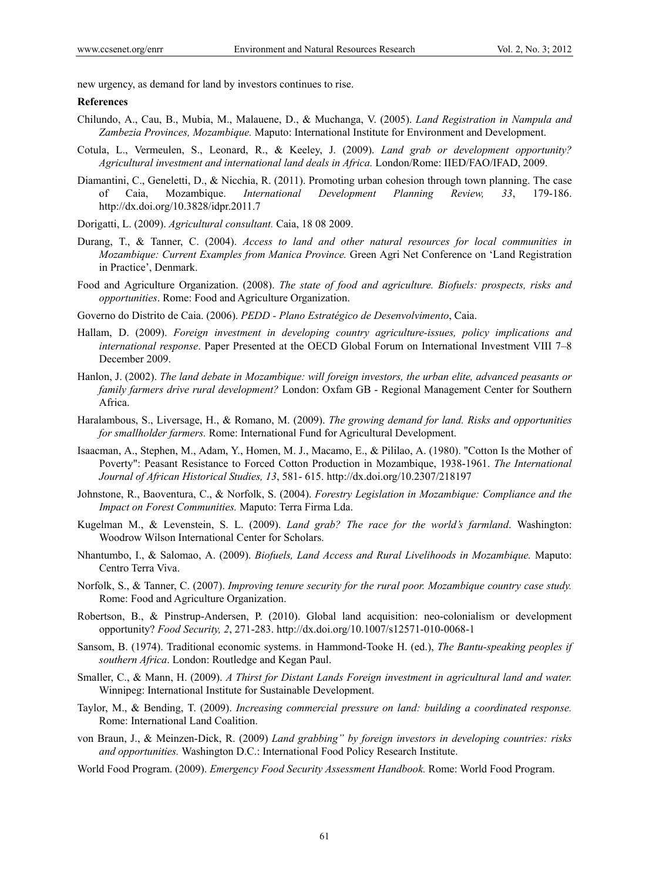new urgency, as demand for land by investors continues to rise.

**References**

Chilundo, A., Cau, B., Mubia, M., Malauene, D., & Muchanga, V. (2005). *Land Registration in Nampula and Zambezia Provinces, Mozambique.* Maputo: International Institute for Environment and Development.

Cotula, L., Vermeulen, S., Leonard, R., & Keeley, J. (2009). *Land grab or development opportunity? Agricultural investment and international land deals in Africa.* London/Rome: IIED/FAO/IFAD, 2009.

Diamantini, C., Geneletti, D., & Nicchia, R. (2011). Promoting urban cohesion through town planning. The case of Caia, Mozambique. *International Development Planning Review, 33*, 179-186. http://dx.doi.org/10.3828/idpr.2011.7

Dorigatti, L. (2009). *Agricultural consultant.* Caia, 18 08 2009.

Durang, T., & Tanner, C. (2004). *Access to land and other natural resources for local communities in Mozambique: Current Examples from Manica Province.* Green Agri Net Conference on 'Land Registration in Practice', Denmark.

Food and Agriculture Organization. (2008). *The state of food and agriculture. Biofuels: prospects, risks and opportunities*. Rome: Food and Agriculture Organization.

Governo do Distrito de Caia. (2006). *PEDD - Plano Estratégico de Desenvolvimento*, Caia.

Hallam, D. (2009). *Foreign investment in developing country agriculture-issues, policy implications and international response*. Paper Presented at the OECD Global Forum on International Investment VIII 7–8 December 2009.

Hanlon, J. (2002). *The land debate in Mozambique: will foreign investors, the urban elite, advanced peasants or family farmers drive rural development?* London: Oxfam GB - Regional Management Center for Southern Africa.

Haralambous, S., Liversage, H., & Romano, M. (2009). *The growing demand for land. Risks and opportunities for smallholder farmers.* Rome: International Fund for Agricultural Development.

Isaacman, A., Stephen, M., Adam, Y., Homen, M. J., Macamo, E., & Pililao, A. (1980). "Cotton Is the Mother of Poverty": Peasant Resistance to Forced Cotton Production in Mozambique, 1938-1961. *The International Journal of African Historical Studies, 13*, 581- 615. http://dx.doi.org/10.2307/218197

Johnstone, R., Baoventura, C., & Norfolk, S. (2004). *Forestry Legislation in Mozambique: Compliance and the Impact on Forest Communities.* Maputo: Terra Firma Lda.

Kugelman M., & Levenstein, S. L. (2009). *Land grab? The race for the world's farmland*. Washington: Woodrow Wilson International Center for Scholars.

Nhantumbo, I., & Salomao, A. (2009). *Biofuels, Land Access and Rural Livelihoods in Mozambique.* Maputo: Centro Terra Viva.

Norfolk, S., & Tanner, C. (2007). *Improving tenure security for the rural poor. Mozambique country case study.* Rome: Food and Agriculture Organization.

Robertson, B., & Pinstrup-Andersen, P. (2010). Global land acquisition: neo-colonialism or development opportunity? *Food Security, 2*, 271-283. http://dx.doi.org/10.1007/s12571-010-0068-1

Sansom, B. (1974). Traditional economic systems. in Hammond-Tooke H. (ed.), *The Bantu-speaking peoples if southern Africa*. London: Routledge and Kegan Paul.

Smaller, C., & Mann, H. (2009). *A Thirst for Distant Lands Foreign investment in agricultural land and water.* Winnipeg: International Institute for Sustainable Development.

Taylor, M., & Bending, T. (2009). *Increasing commercial pressure on land: building a coordinated response.* Rome: International Land Coalition.

von Braun, J., & Meinzen-Dick, R. (2009) *Land grabbing" by foreign investors in developing countries: risks and opportunities.* Washington D.C.: International Food Policy Research Institute.

World Food Program. (2009). *Emergency Food Security Assessment Handbook.* Rome: World Food Program.